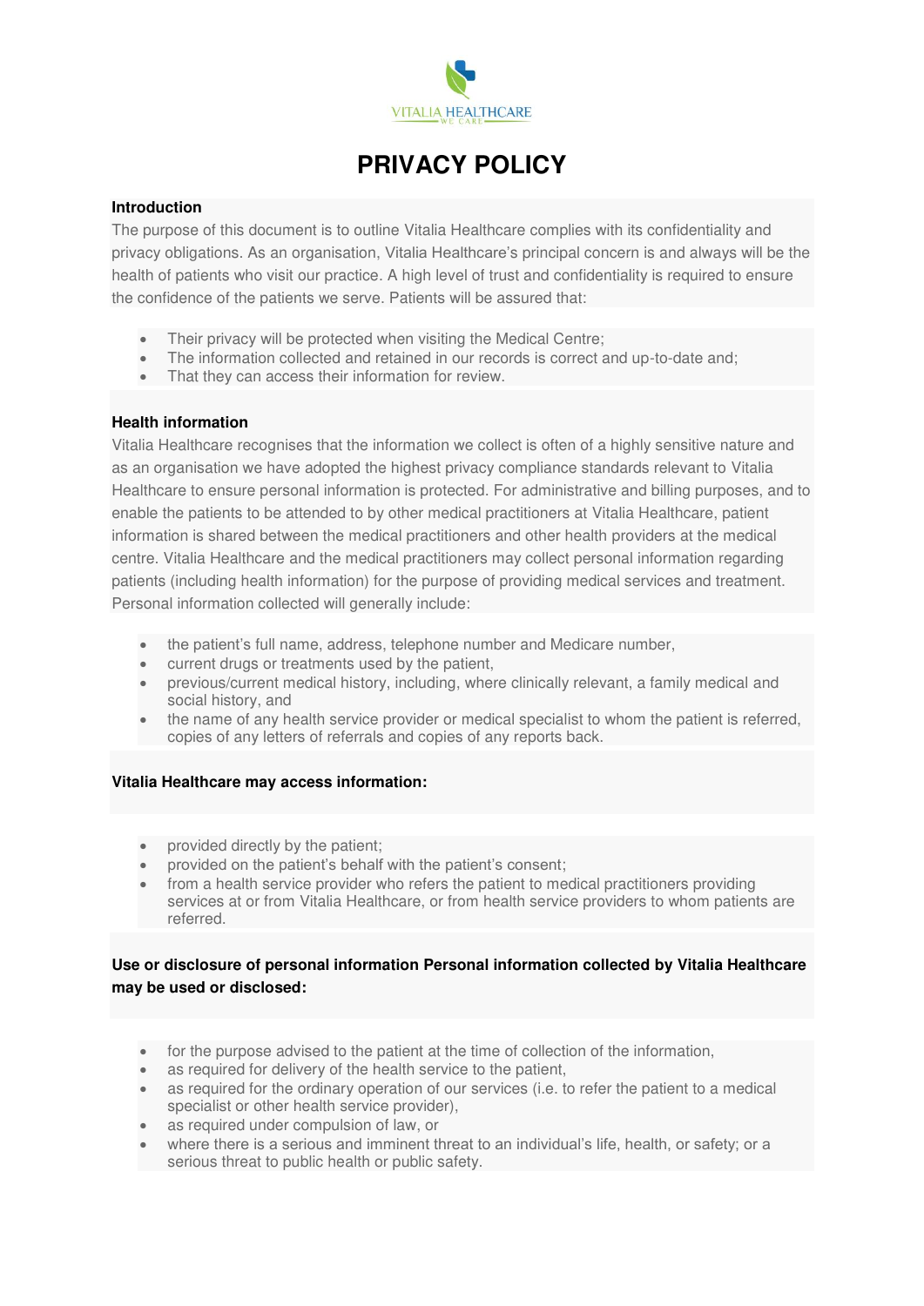# PRIVACY POLICY

**Introduction**

The purpose of this document is to outline Vitalia Healthcare complies with its confidentiality and privacy obligations. As an organisation, Vitalia Healthcare's principal concern is and always will be the health of patients who visit our practice. A high level of trust and confidentiality is required to ensure the confidence of the patients we serve. Patients will be assured that:

- Their privacy will be protected when visiting the Medical Centre;
- The information collected and retained in our records is correct and up-to-date and;
- That they can access their information for review.

**Health information**

Vitalia Healthcare recognises that the information we collect is often of a highly sensitive nature and as an organisation we have adopted the highest privacy compliance standards relevant to Vitalia Healthcare to ensure personal information is protected. For administrative and billing purposes, and to enable the patients to be attended to by other medical practitioners at Vitalia Healthcare, patient information is shared between the medical practitioners and other health providers at the medical centre. Vitalia Healthcare and the medical practitioners may collect personal information regarding patients (including health information) for the purpose of providing medical services and treatment. Personal information collected will generally include:

- the patient's full name, address, telephone number and Medicare number,
- current drugs or treatments used by the patient,
- previous/current medical history, including, where clinically relevant, a family medical and social history, and
- the name of any health service provider or medical specialist to whom the patient is referred, copies of any letters of referrals and copies of any reports back.

**Vitalia Healthcare may access information:**

- provided directly by the patient;
- provided on the patient's behalf with the patient's consent;
- from a health service provider who refers the patient to medical practitioners providing services at or from Vitalia Healthcare, or from health service providers to whom patients are referred.

**Use or disclosure of personal information Personal information collected by Vitalia Healthcare may be used or disclosed:**

- for the purpose advised to the patient at the time of collection of the information,
- as required for delivery of the health service to the patient,
- as required for the ordinary operation of our services (i.e. to refer the patient to a medical specialist or other health service provider),
- as required under compulsion of law, or
- where there is a serious and imminent threat to an individual's life, health, or safety; or a serious threat to public health or public safety.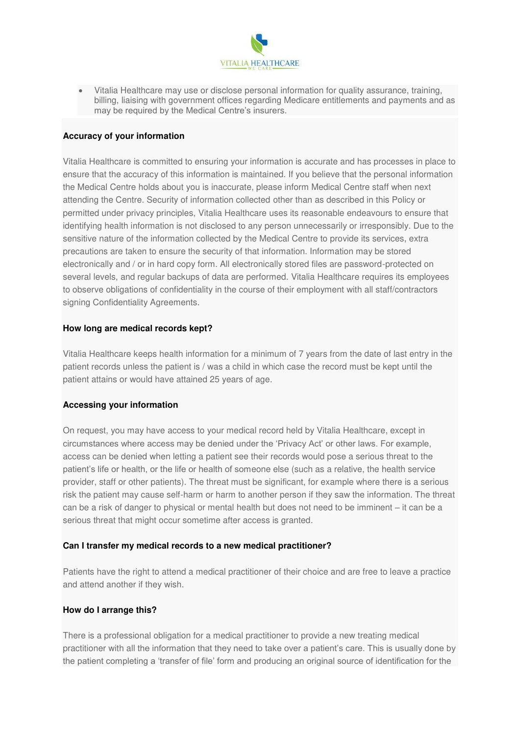- Vitalia Healthcare may use or disclose personal information for quality assurance, training, billing, liaising with government offices regarding Medicare entitlements and payments and as may be required by the Medical Centre's insurers.

**Accuracy of your information**

Vitalia Healthcare is committed to ensuring your information is accurate and has processes in place to ensure that the accuracy of this information is maintained. If you believe that the personal information the Medical Centre holds about you is inaccurate, please inform Medical Centre staff when next attending the Centre. Security of information collected other than as described in this Policy or permitted under privacy principles, Vitalia Healthcare uses its reasonable endeavours to ensure that identifying health information is not disclosed to any person unnecessarily or irresponsibly. Due to the sensitive nature of the information collected by the Medical Centre to provide its services, extra precautions are taken to ensure the security of that information. Information may be stored electronically and / or in hard copy form. All electronically stored files are password-protected on several levels, and regular backups of data are performed. Vitalia Healthcare requires its employees to observe obligations of confidentiality in the course of their employment with all staff/contractors signing Confidentiality Agreements.

**How long are medical records kept?**

Vitalia Healthcare keeps health information for a minimum of 7 years from the date of last entry in the patient records unless the patient is / was a child in which case the record must be kept until the patient attains or would have attained 25 years of age.

**Accessing your information**

On request, you may have access to your medical record held by Vitalia Healthcare, except in circumstances where access may be denied under the 'Privacy Act' or other laws. For example, access can be denied when letting a patient see their records would pose a serious threat to the patient's life or health, or the life or health of someone else (such as a relative, the health service provider, staff or other patients). The threat must be significant, for example where there is a serious risk the patient may cause self-harm or harm to another person if they saw the information. The threat can be a risk of danger to physical or mental health but does not need to be imminent – it can be a serious threat that might occur sometime after access is granted.

**Can I transfer my medical records to a new medical practitioner?**

Patients have the right to attend a medical practitioner of their choice and are free to leave a practice and attend another if they wish.

**How do I arrange this?**

There is a professional obligation for a medical practitioner to provide a new treating medical practitioner with all the information that they need to take over a patient's care. This is usually done by the patient completing a 'transfer of file' form and producing an original source of identification for the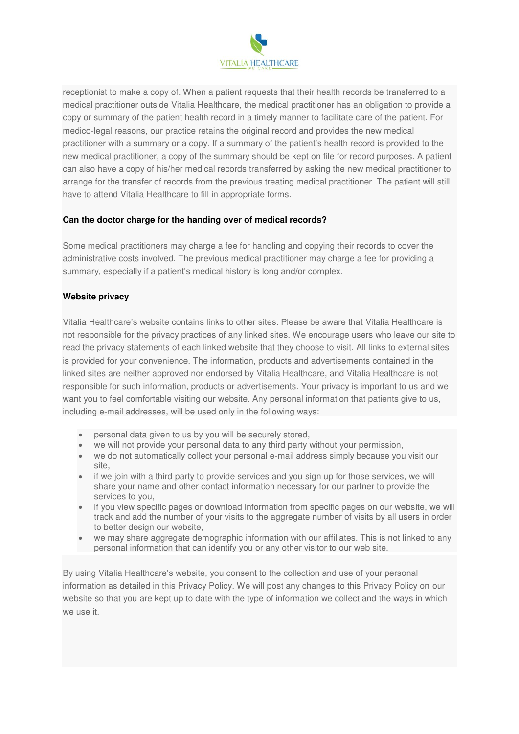receptionist to make a copy of. When a patient requests that their health records be transferred to a medical practitioner outside Vitalia Healthcare, the medical practitioner has an obligation to provide a copy or summary of the patient health record in a timely manner to facilitate care of the patient. For medico-legal reasons, our practice retains the original record and provides the new medical practitioner with a summary or a copy. If a summary of the patient's health record is provided to the new medical practitioner, a copy of the summary should be kept on file for record purposes. A patient can also have a copy of his/her medical records transferred by asking the new medical practitioner to arrange for the transfer of records from the previous treating medical practitioner. The patient will still have to attend Vitalia Healthcare to fill in appropriate forms.

**Can the doctor charge for the handing over of medical records?**

Some medical practitioners may charge a fee for handling and copying their records to cover the administrative costs involved. The previous medical practitioner may charge a fee for providing a summary, especially if a patient's medical history is long and/or complex.

**Website privacy**

Vitalia Healthcare's website contains links to other sites. Please be aware that Vitalia Healthcare is not responsible for the privacy practices of any linked sites. We encourage users who leave our site to read the privacy statements of each linked website that they choose to visit. All links to external sites is provided for your convenience. The information, products and advertisements contained in the linked sites are neither approved nor endorsed by Vitalia Healthcare, and Vitalia Healthcare is not responsible for such information, products or advertisements. Your privacy is important to us and we want you to feel comfortable visiting our website. Any personal information that patients give to us, including e-mail addresses, will be used only in the following ways:

- personal data given to us by you will be securely stored,
- we will not provide your personal data to any third party without your permission,
- we do not automatically collect your personal e-mail address simply because you visit our site,
- if we join with a third party to provide services and you sign up for those services, we will share your name and other contact information necessary for our partner to provide the services to you,
- if you view specific pages or download information from specific pages on our website, we will track and add the number of your visits to the aggregate number of visits by all users in order to better design our website,
- we may share aggregate demographic information with our affiliates. This is not linked to any personal information that can identify you or any other visitor to our web site.

By using Vitalia Healthcare's website, you consent to the collection and use of your personal information as detailed in this Privacy Policy. We will post any changes to this Privacy Policy on our website so that you are kept up to date with the type of information we collect and the ways in which we use it.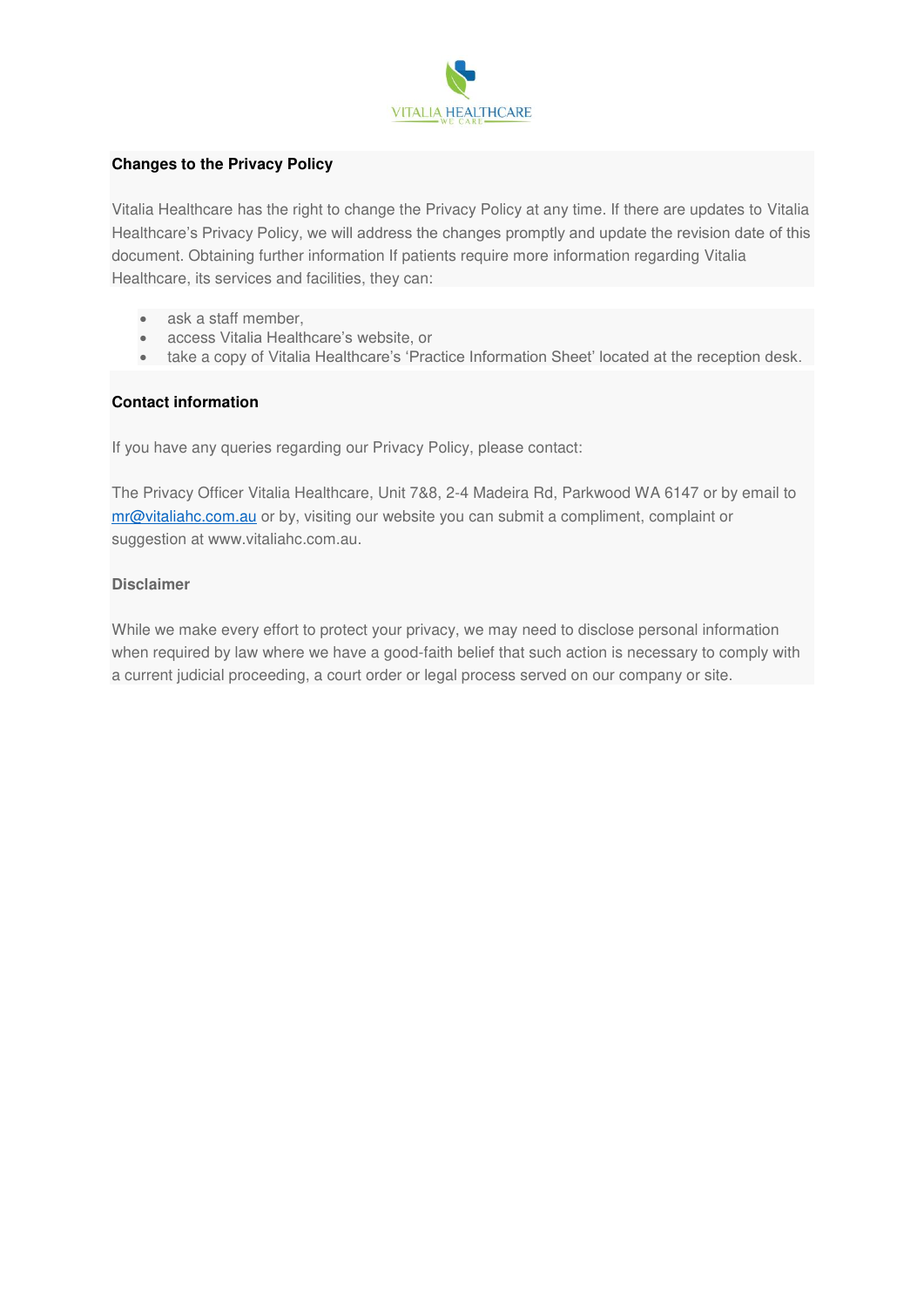## Changes to the Privacy Policy

Vitalia Healthcare has the right to change the Privacy Policy at any time. If there are updates to Vitalia Healthcare's Privacy Policy, we will address the changes promptly and update the revision date of this document. Obtaining further information If patients require more information regarding Vitalia Healthcare, its services and facilities, they can:

- ask a staff member,
- access Vitalia Healthcare's website, or
- take a copy of Vitalia Healthcare's 'Practice Information Sheet' located at the reception desk.

## Contact information

If you have any queries regarding our Privacy Policy, please contact:

The Privacy Officer Vitalia Healthcare, Unit 7&8, 2-4 Madeira Rd, Parkwood WA 6147 or by email to mr@vitaliahc.com.au or by, visiting our website you can submit a compliment, complaint or suggestion at www.vitaliahc.com.au.

## Disclaimer

While we make every effort to protect your privacy, we may need to disclose personal information when required by law where we have a good-faith belief that such action is necessary to comply with a current judicial proceeding, a court order or legal process served on our company or site.